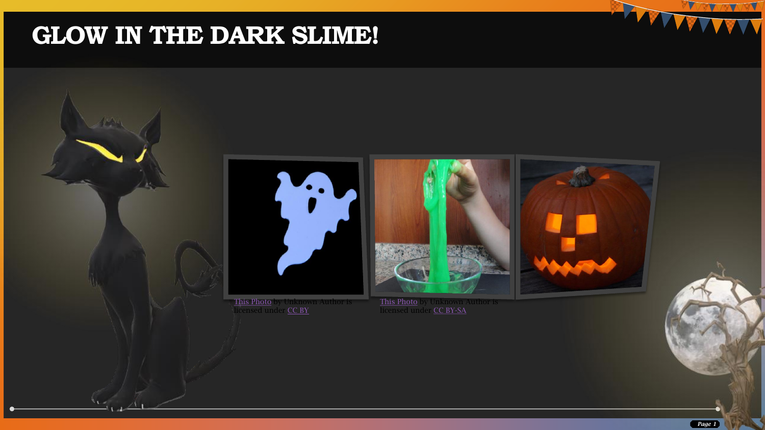# GLOW IN THE DARK SLIME!

This Photo by Unknown Author is licensed under CC BY

This Photo by Unknown Author is licensed under CC BY-SA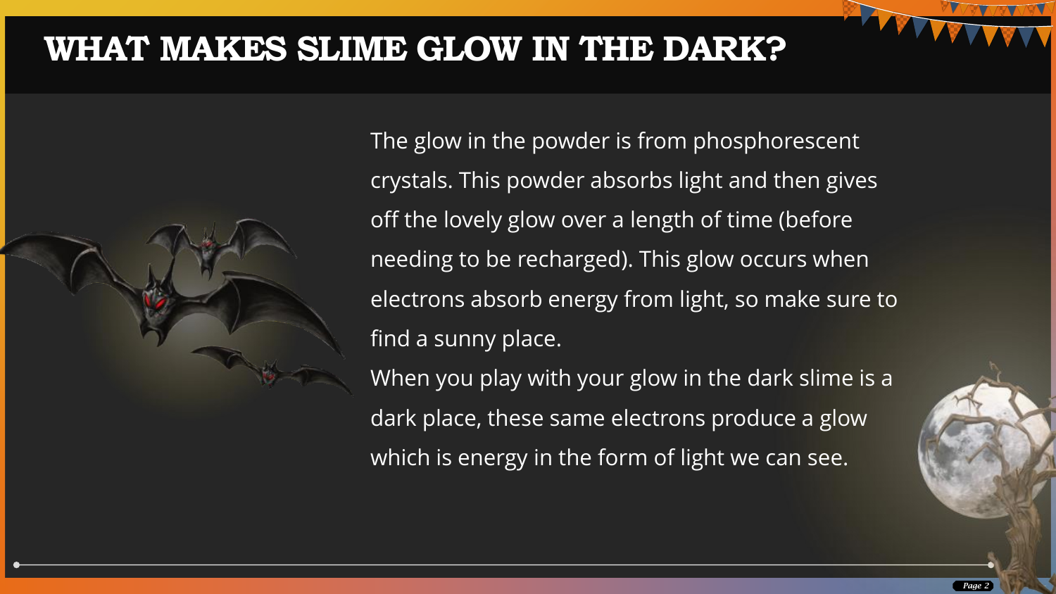# WHAT MAKES SLIME GLOW IN THE DARK?

The glow in the powder is from phosphorescent crystals. This powder absorbs light and then gives off the lovely glow over a length of time (before needing to be recharged). This glow occurs when electrons absorb energy from light, so make sure to find a sunny place.

When you play with your glow in the dark slime is a dark place, these same electrons produce a glow which is energy in the form of light we can see.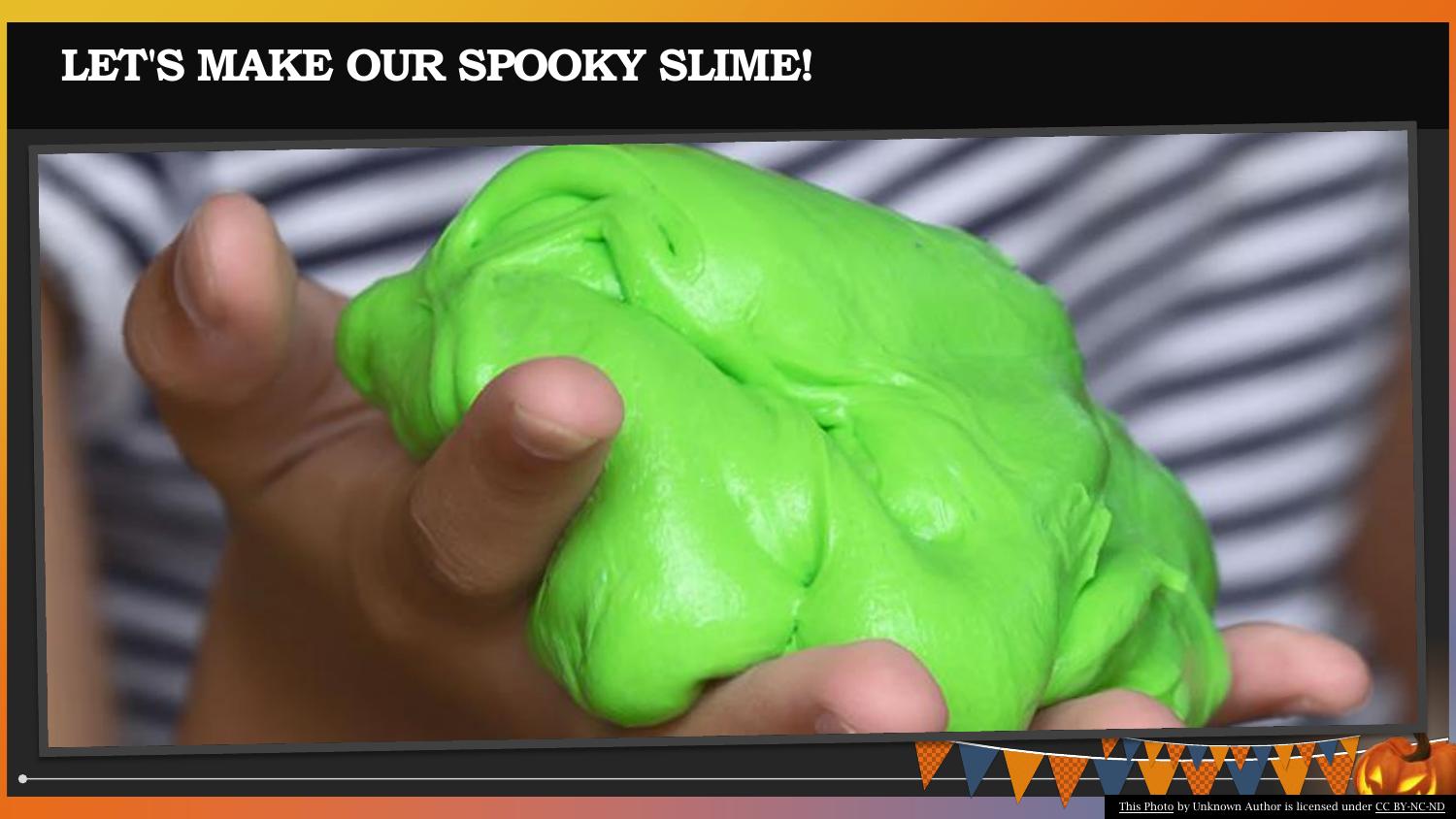# LET'S MAKE OUR SPOOKY SLIME!

This Photo by Unknown Author is licensed under CC BY-NC-ND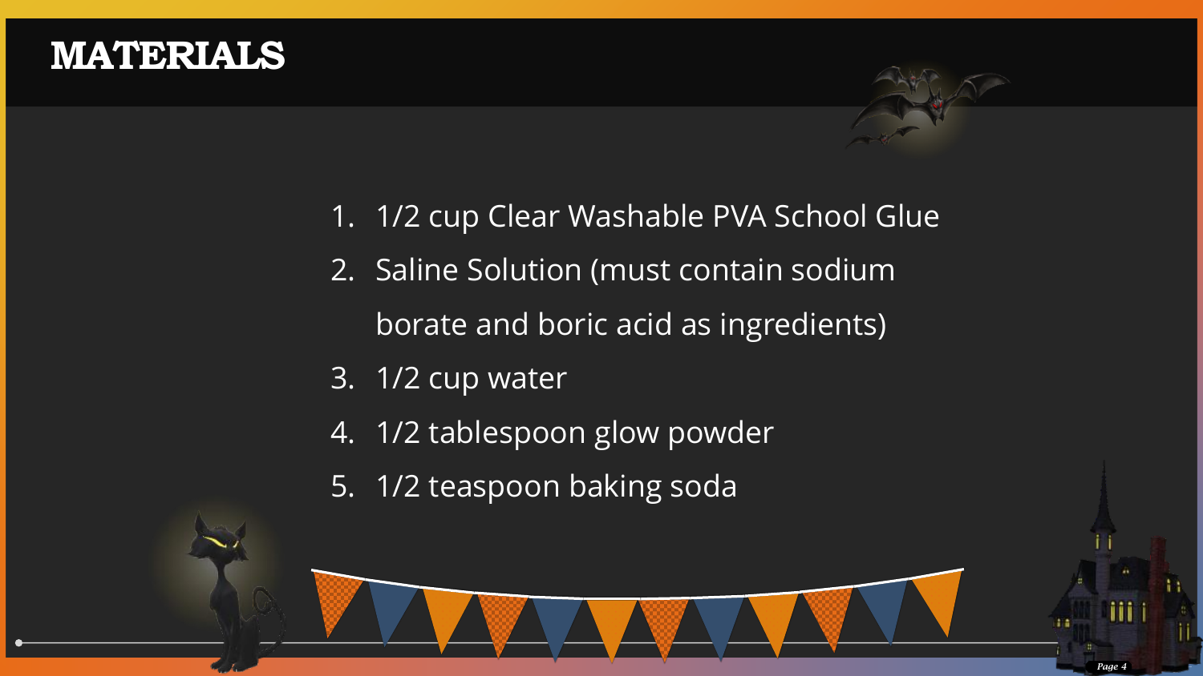# MATERIALS

1. 1/2 cup Clear Washable PVA School Glue
2. Saline Solution (must contain sodium borate and boric acid as ingredients)
3. 1/2 cup water
4. 1/2 tablespoon glow powder
5. 1/2 teaspoon baking soda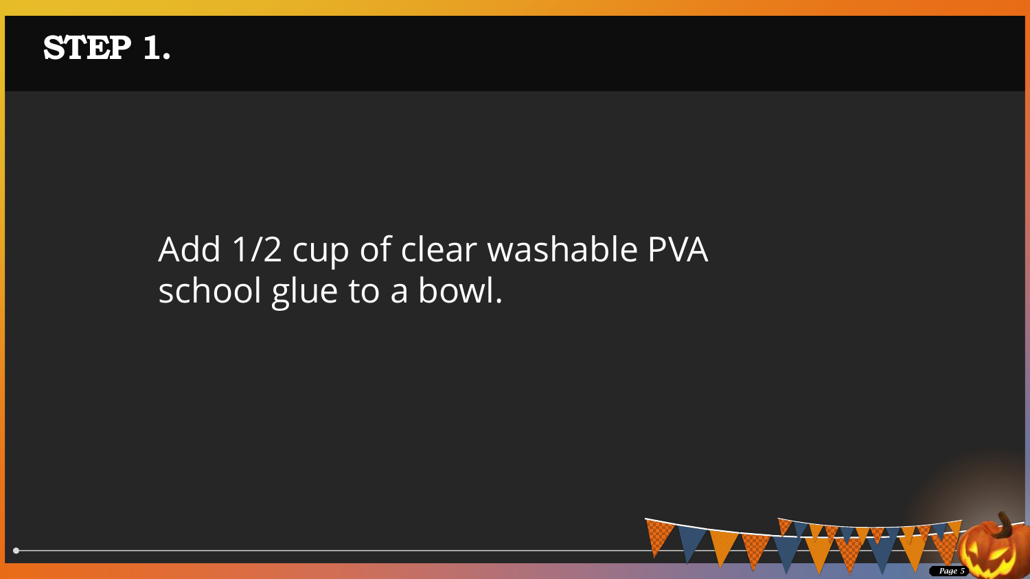# STEP 1.

Add 1/2 cup of clear washable PVA school glue to a bowl.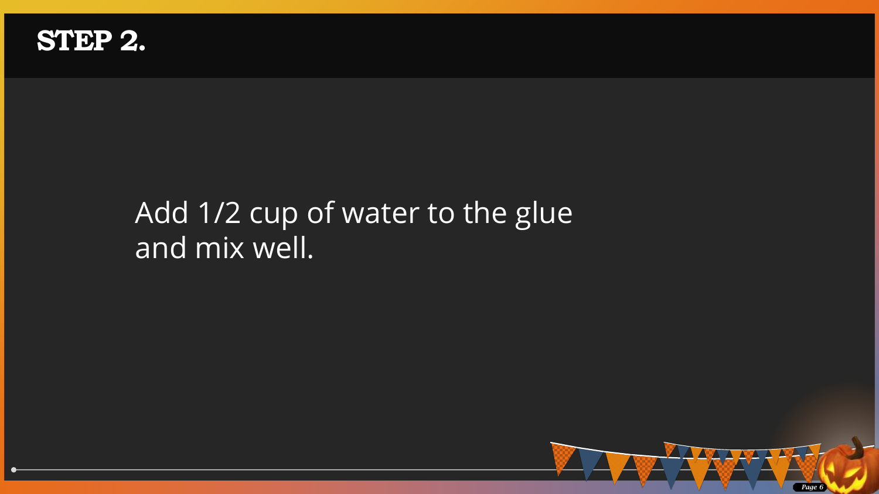# STEP 2.

Add 1/2 cup of water to the glue and mix well.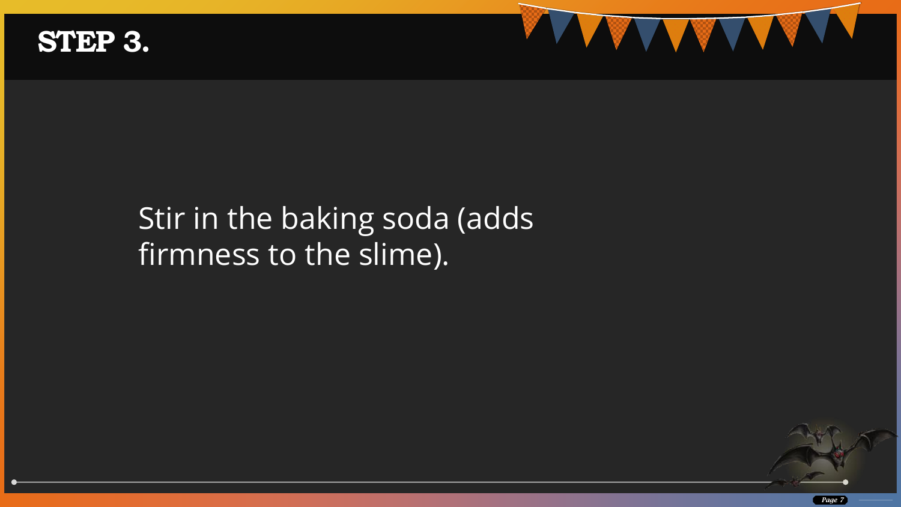# STEP 3.

Stir in the baking soda (adds firmness to the slime).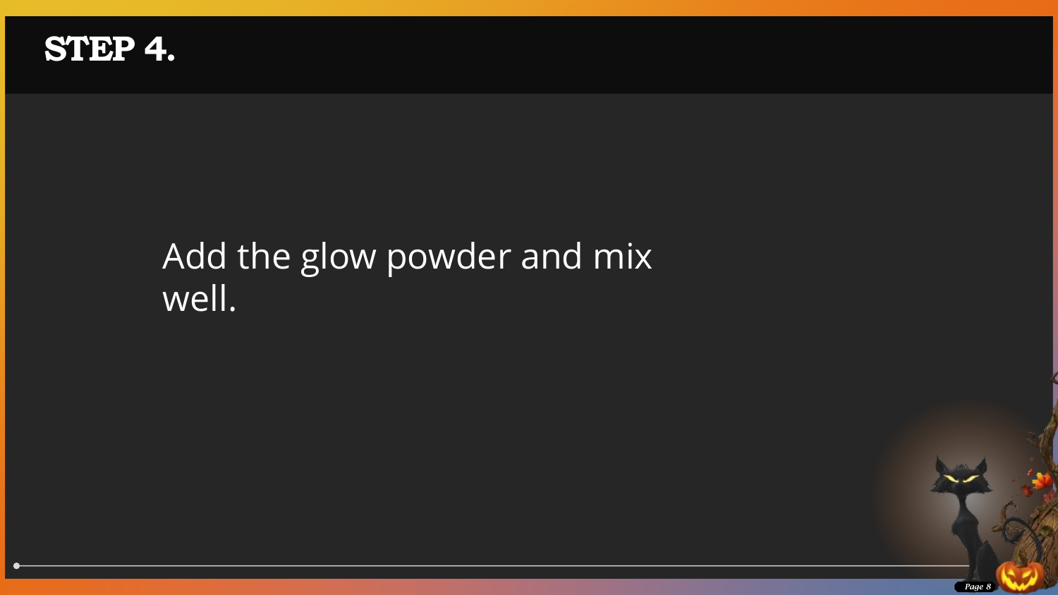# STEP 4.

Add the glow powder and mix well.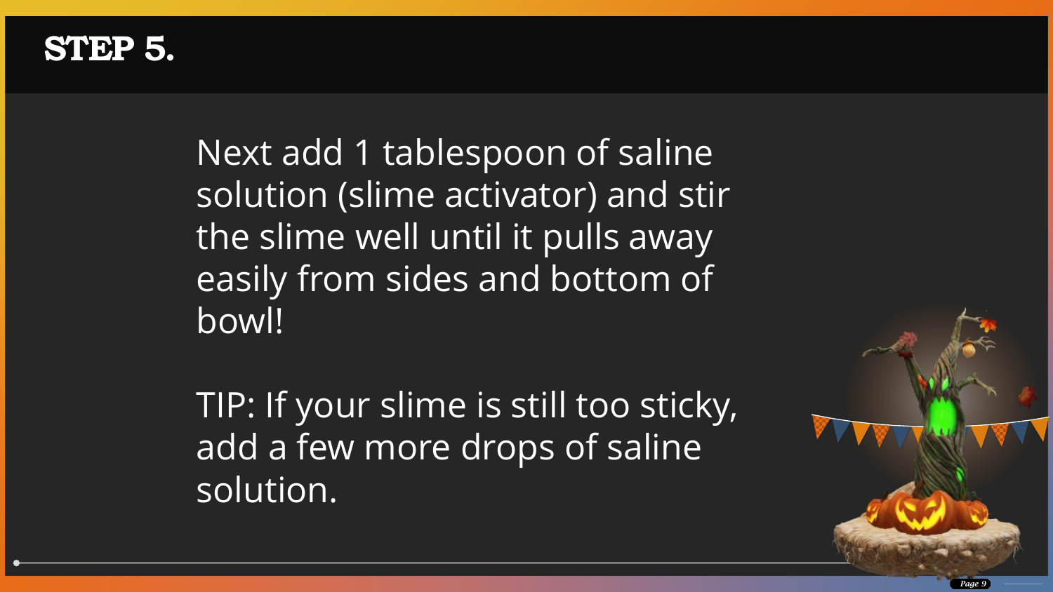# STEP 5.

Next add 1 tablespoon of saline solution (slime activator) and stir the slime well until it pulls away easily from sides and bottom of bowl!

TIP: If your slime is still too sticky, add a few more drops of saline solution.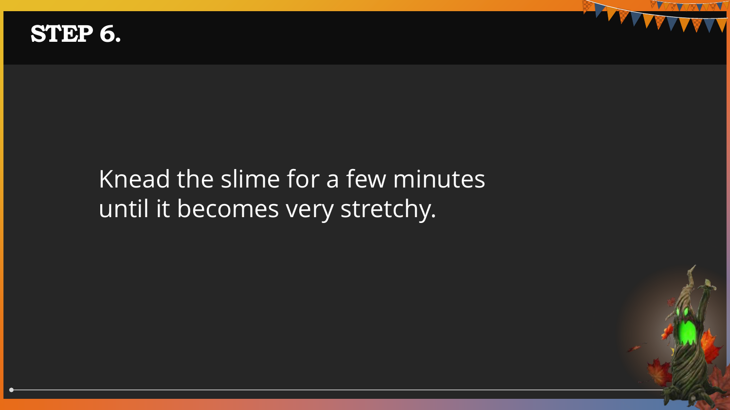# STEP 6.

Knead the slime for a few minutes until it becomes very stretchy.